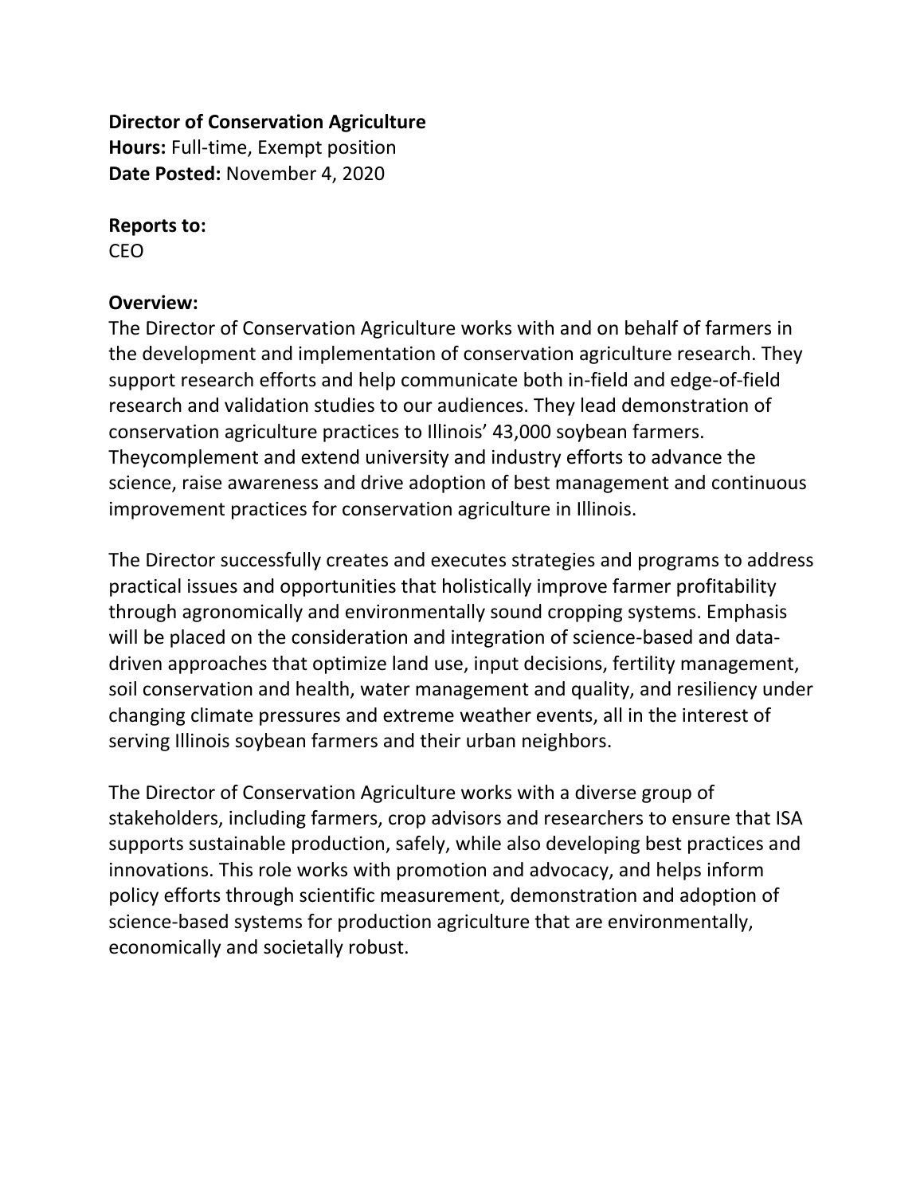**Director of Conservation Agriculture**
**Hours:** Full-time, Exempt position
**Date Posted:** November 4, 2020

**Reports to:**
CEO

**Overview:**
The Director of Conservation Agriculture works with and on behalf of farmers in the development and implementation of conservation agriculture research. They support research efforts and help communicate both in-field and edge-of-field research and validation studies to our audiences. They lead demonstration of conservation agriculture practices to Illinois' 43,000 soybean farmers. Theycomplement and extend university and industry efforts to advance the science, raise awareness and drive adoption of best management and continuous improvement practices for conservation agriculture in Illinois.

The Director successfully creates and executes strategies and programs to address practical issues and opportunities that holistically improve farmer profitability through agronomically and environmentally sound cropping systems. Emphasis will be placed on the consideration and integration of science-based and data-driven approaches that optimize land use, input decisions, fertility management, soil conservation and health, water management and quality, and resiliency under changing climate pressures and extreme weather events, all in the interest of serving Illinois soybean farmers and their urban neighbors.

The Director of Conservation Agriculture works with a diverse group of stakeholders, including farmers, crop advisors and researchers to ensure that ISA supports sustainable production, safely, while also developing best practices and innovations. This role works with promotion and advocacy, and helps inform policy efforts through scientific measurement, demonstration and adoption of science-based systems for production agriculture that are environmentally, economically and societally robust.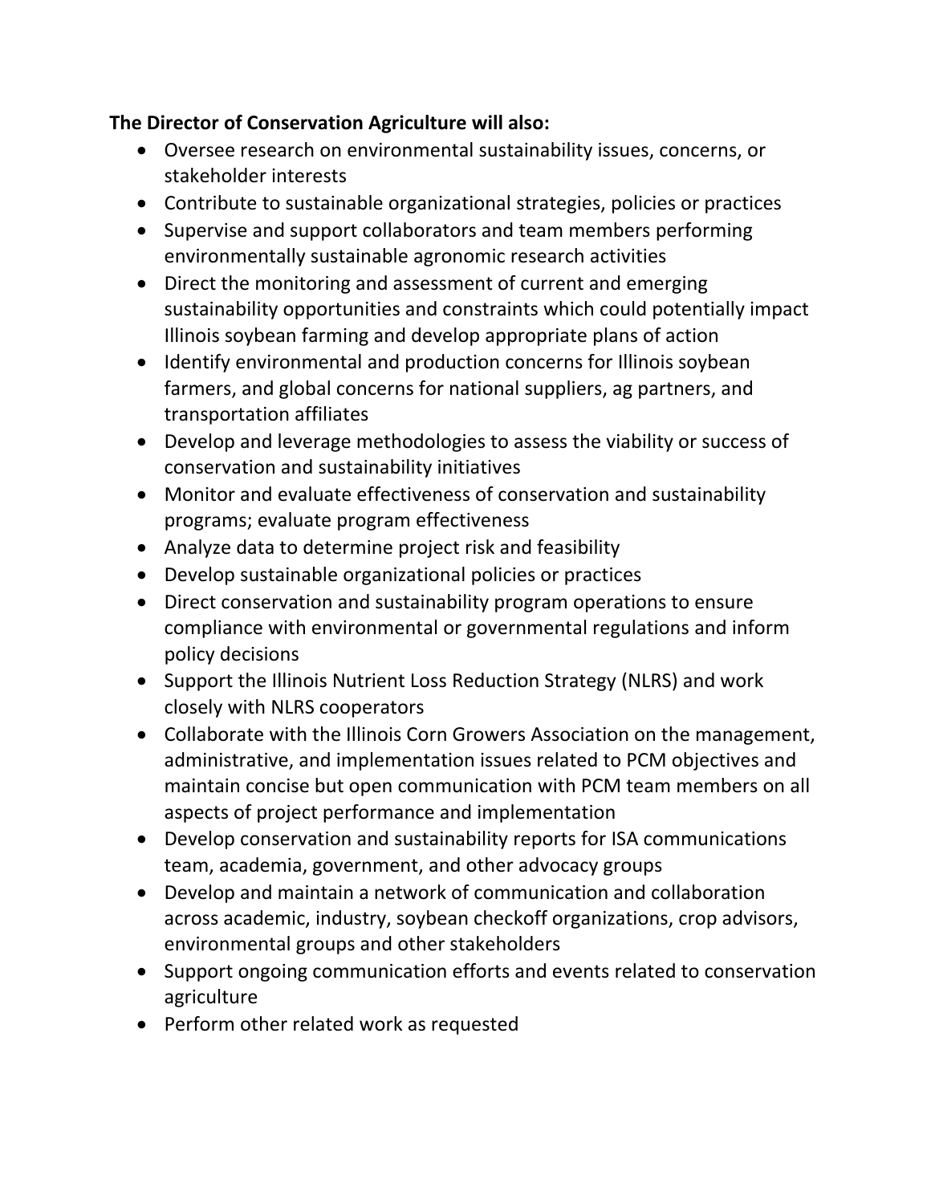**The Director of Conservation Agriculture will also:**

- Oversee research on environmental sustainability issues, concerns, or stakeholder interests
- Contribute to sustainable organizational strategies, policies or practices
- Supervise and support collaborators and team members performing environmentally sustainable agronomic research activities
- Direct the monitoring and assessment of current and emerging sustainability opportunities and constraints which could potentially impact Illinois soybean farming and develop appropriate plans of action
- Identify environmental and production concerns for Illinois soybean farmers, and global concerns for national suppliers, ag partners, and transportation affiliates
- Develop and leverage methodologies to assess the viability or success of conservation and sustainability initiatives
- Monitor and evaluate effectiveness of conservation and sustainability programs; evaluate program effectiveness
- Analyze data to determine project risk and feasibility
- Develop sustainable organizational policies or practices
- Direct conservation and sustainability program operations to ensure compliance with environmental or governmental regulations and inform policy decisions
- Support the Illinois Nutrient Loss Reduction Strategy (NLRS) and work closely with NLRS cooperators
- Collaborate with the Illinois Corn Growers Association on the management, administrative, and implementation issues related to PCM objectives and maintain concise but open communication with PCM team members on all aspects of project performance and implementation
- Develop conservation and sustainability reports for ISA communications team, academia, government, and other advocacy groups
- Develop and maintain a network of communication and collaboration across academic, industry, soybean checkoff organizations, crop advisors, environmental groups and other stakeholders
- Support ongoing communication efforts and events related to conservation agriculture
- Perform other related work as requested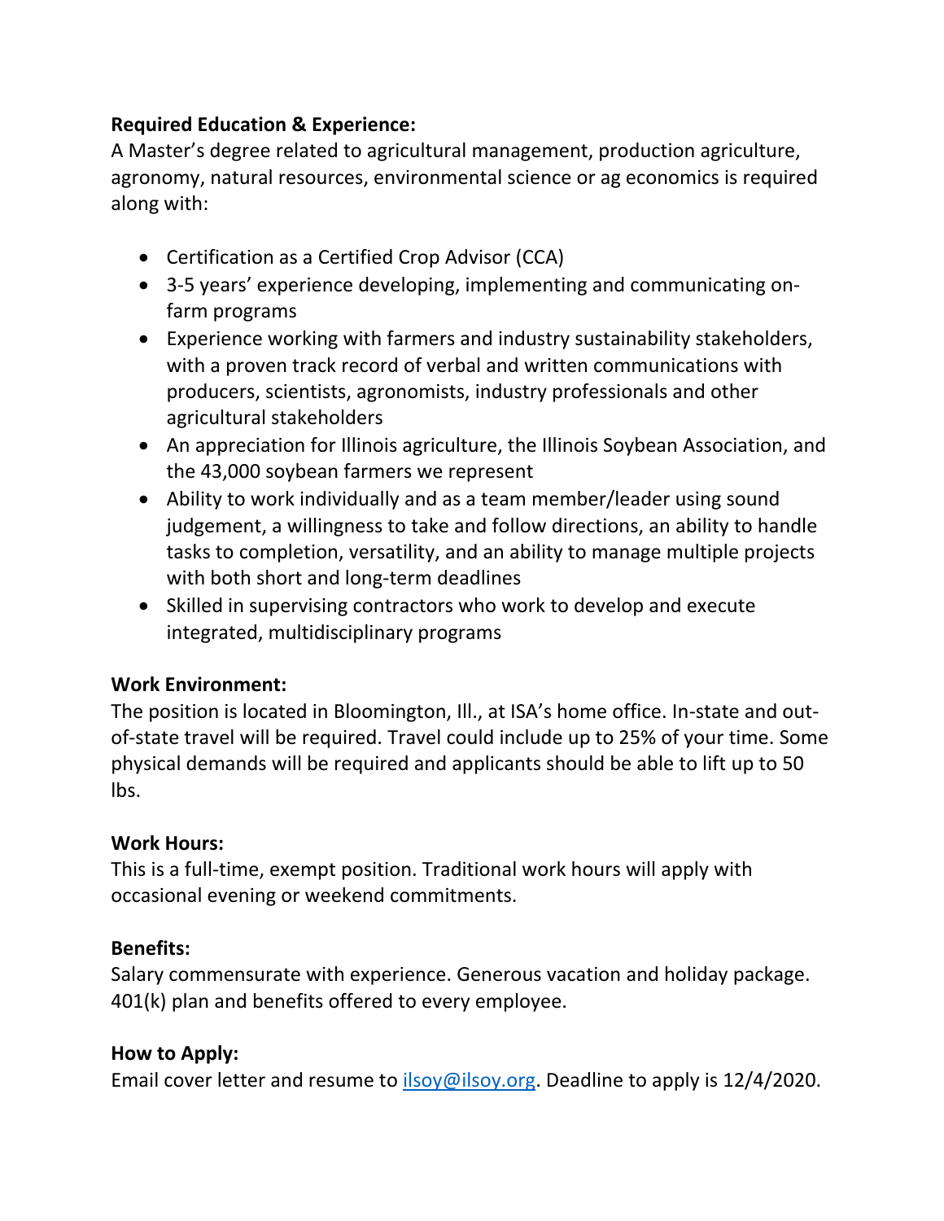**Required Education & Experience:**
A Master's degree related to agricultural management, production agriculture, agronomy, natural resources, environmental science or ag economics is required along with:

- Certification as a Certified Crop Advisor (CCA)
- 3-5 years' experience developing, implementing and communicating on-farm programs
- Experience working with farmers and industry sustainability stakeholders, with a proven track record of verbal and written communications with producers, scientists, agronomists, industry professionals and other agricultural stakeholders
- An appreciation for Illinois agriculture, the Illinois Soybean Association, and the 43,000 soybean farmers we represent
- Ability to work individually and as a team member/leader using sound judgement, a willingness to take and follow directions, an ability to handle tasks to completion, versatility, and an ability to manage multiple projects with both short and long-term deadlines
- Skilled in supervising contractors who work to develop and execute integrated, multidisciplinary programs

**Work Environment:**
The position is located in Bloomington, Ill., at ISA's home office. In-state and out-of-state travel will be required. Travel could include up to 25% of your time. Some physical demands will be required and applicants should be able to lift up to 50 lbs.

**Work Hours:**
This is a full-time, exempt position. Traditional work hours will apply with occasional evening or weekend commitments.

**Benefits:**
Salary commensurate with experience. Generous vacation and holiday package. 401(k) plan and benefits offered to every employee.

**How to Apply:**
Email cover letter and resume to ilsoy@ilsoy.org. Deadline to apply is 12/4/2020.